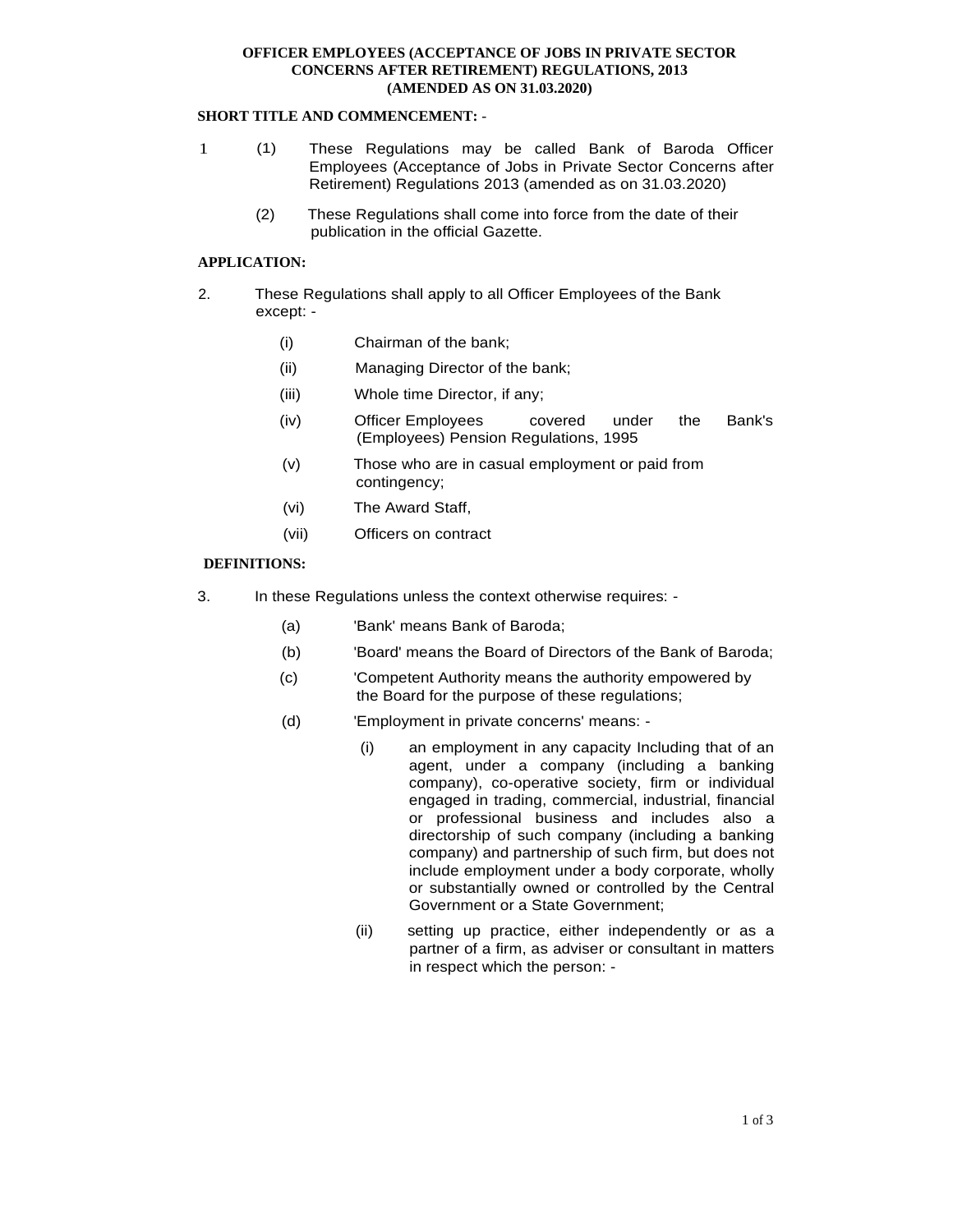# OFFICER EMPLOYEES (ACCEPTANCE OF JOBS IN PRIVATE SECTOR CONCERNS AFTER RETIREMENT) REGULATIONS, 2013 (AMENDED AS ON 31.03.2020)

## SHORT TITLE AND COMMENCEMENT: -

1 (1) These Regulations may be called Bank of Baroda Officer Employees (Acceptance of Jobs in Private Sector Concerns after Retirement) Regulations 2013 (amended as on 31.03.2020)

(2) These Regulations shall come into force from the date of their publication in the official Gazette.

## APPLICATION:

2. These Regulations shall apply to all Officer Employees of the Bank except: -

   (i) Chairman of the bank;

   (ii) Managing Director of the bank;

   (iii) Whole time Director, if any;

   (iv) Officer Employees covered under the Bank's (Employees) Pension Regulations, 1995

   (v) Those who are in casual employment or paid from contingency;

   (vi) The Award Staff,

   (vii) Officers on contract

## DEFINITIONS:

3. In these Regulations unless the context otherwise requires: -

   (a) 'Bank' means Bank of Baroda;

   (b) 'Board' means the Board of Directors of the Bank of Baroda;

   (c) 'Competent Authority means the authority empowered by the Board for the purpose of these regulations;

   (d) 'Employment in private concerns' means: -

      (i) an employment in any capacity Including that of an agent, under a company (including a banking company), co-operative society, firm or individual engaged in trading, commercial, industrial, financial or professional business and includes also a directorship of such company (including a banking company) and partnership of such firm, but does not include employment under a body corporate, wholly or substantially owned or controlled by the Central Government or a State Government;

      (ii) setting up practice, either independently or as a partner of a firm, as adviser or consultant in matters in respect which the person: -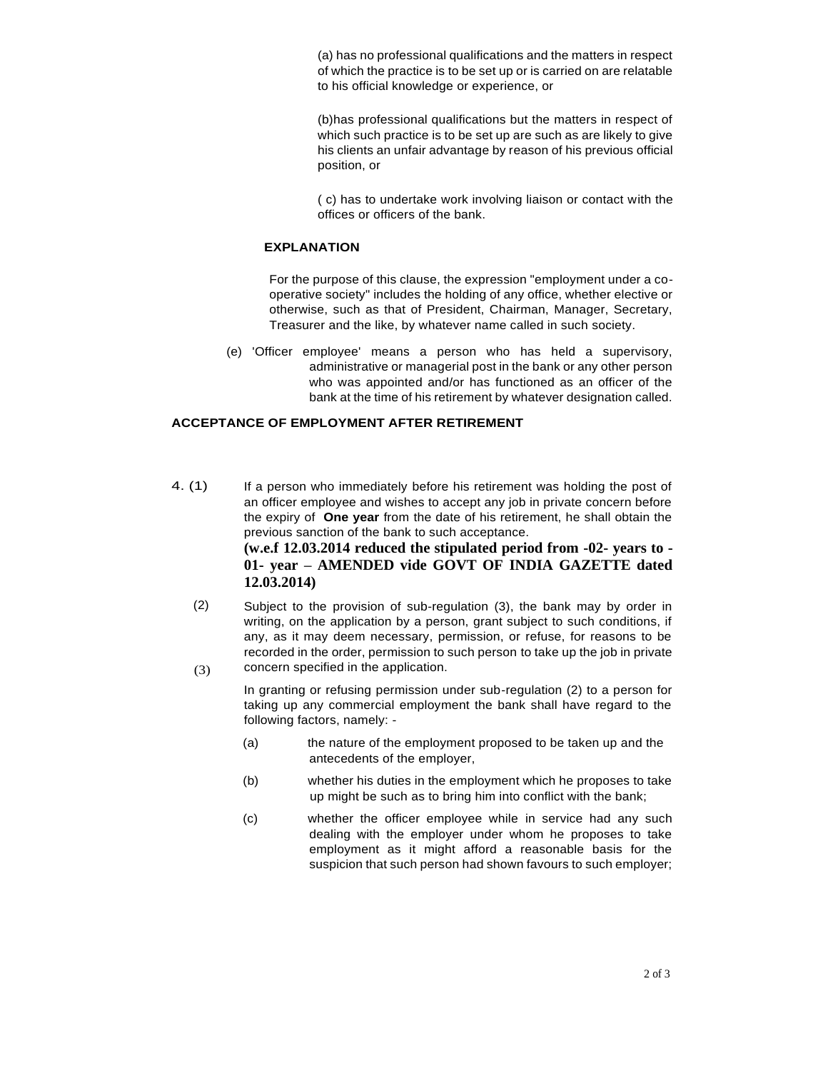(a) has no professional qualifications and the matters in respect of which the practice is to be set up or is carried on are relatable to his official knowledge or experience, or

(b)has professional qualifications but the matters in respect of which such practice is to be set up are such as are likely to give his clients an unfair advantage by reason of his previous official position, or

( c) has to undertake work involving liaison or contact with the offices or officers of the bank.

**EXPLANATION**

For the purpose of this clause, the expression "employment under a co-operative society" includes the holding of any office, whether elective or otherwise, such as that of President, Chairman, Manager, Secretary, Treasurer and the like, by whatever name called in such society.

(e) 'Officer employee' means a person who has held a supervisory, administrative or managerial post in the bank or any other person who was appointed and/or has functioned as an officer of the bank at the time of his retirement by whatever designation called.

**ACCEPTANCE OF EMPLOYMENT AFTER RETIREMENT**

4. (1) If a person who immediately before his retirement was holding the post of an officer employee and wishes to accept any job in private concern before the expiry of **One year** from the date of his retirement, he shall obtain the previous sanction of the bank to such acceptance.
**(w.e.f 12.03.2014 reduced the stipulated period from -02- years to -01- year – AMENDED vide GOVT OF INDIA GAZETTE dated 12.03.2014)**

(2) Subject to the provision of sub-regulation (3), the bank may by order in writing, on the application by a person, grant subject to such conditions, if any, as it may deem necessary, permission, or refuse, for reasons to be recorded in the order, permission to such person to take up the job in private concern specified in the application.

(3) In granting or refusing permission under sub-regulation (2) to a person for taking up any commercial employment the bank shall have regard to the following factors, namely: -

(a) the nature of the employment proposed to be taken up and the antecedents of the employer,

(b) whether his duties in the employment which he proposes to take up might be such as to bring him into conflict with the bank;

(c) whether the officer employee while in service had any such dealing with the employer under whom he proposes to take employment as it might afford a reasonable basis for the suspicion that such person had shown favours to such employer;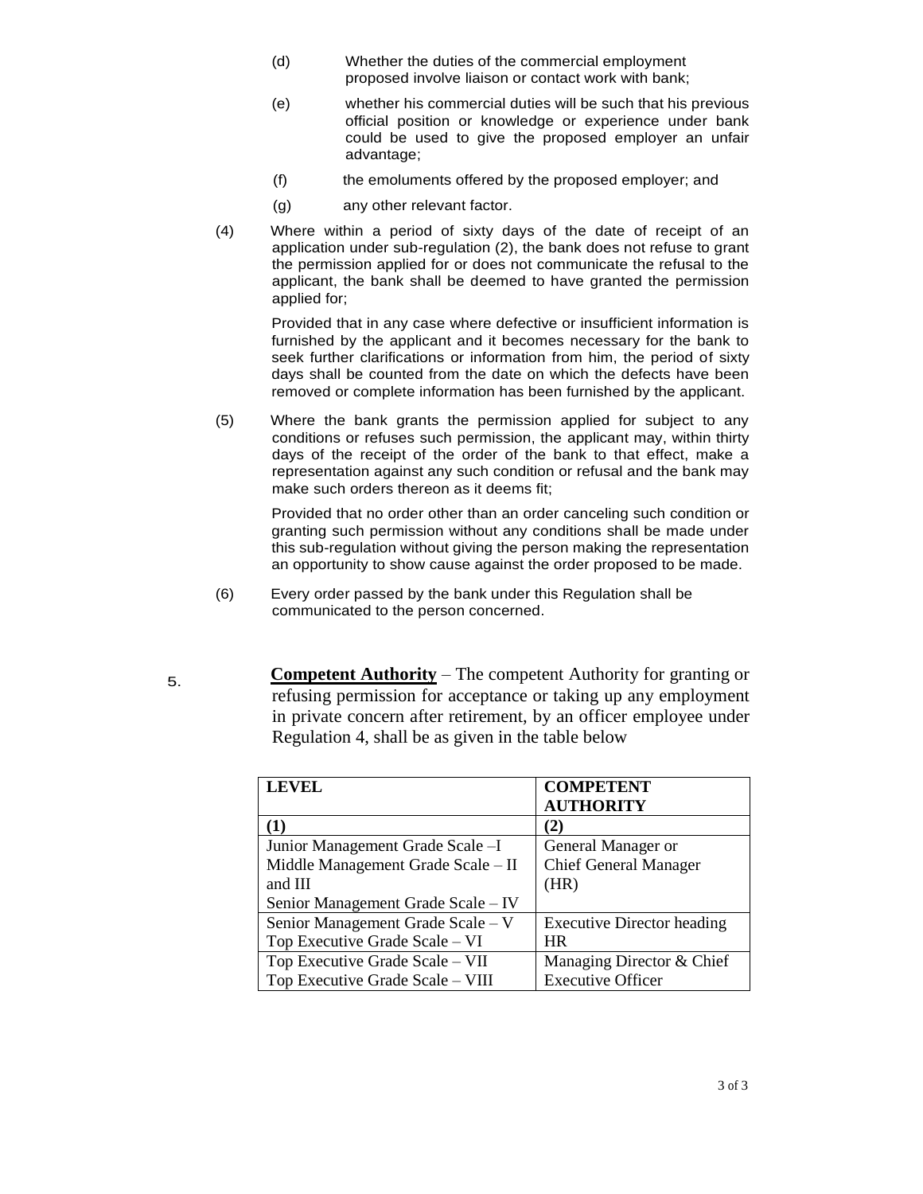(d) Whether the duties of the commercial employment proposed involve liaison or contact work with bank;

(e) whether his commercial duties will be such that his previous official position or knowledge or experience under bank could be used to give the proposed employer an unfair advantage;

(f) the emoluments offered by the proposed employer; and

(g) any other relevant factor.

(4) Where within a period of sixty days of the date of receipt of an application under sub-regulation (2), the bank does not refuse to grant the permission applied for or does not communicate the refusal to the applicant, the bank shall be deemed to have granted the permission applied for;

Provided that in any case where defective or insufficient information is furnished by the applicant and it becomes necessary for the bank to seek further clarifications or information from him, the period of sixty days shall be counted from the date on which the defects have been removed or complete information has been furnished by the applicant.

(5) Where the bank grants the permission applied for subject to any conditions or refuses such permission, the applicant may, within thirty days of the receipt of the order of the bank to that effect, make a representation against any such condition or refusal and the bank may make such orders thereon as it deems fit;

Provided that no order other than an order canceling such condition or granting such permission without any conditions shall be made under this sub-regulation without giving the person making the representation an opportunity to show cause against the order proposed to be made.

(6) Every order passed by the bank under this Regulation shall be communicated to the person concerned.

5. **Competent Authority** – The competent Authority for granting or refusing permission for acceptance or taking up any employment in private concern after retirement, by an officer employee under Regulation 4, shall be as given in the table below

| **LEVEL** | **COMPETENT AUTHORITY** |
|---|---|
| **(1)** | **(2)** |
| Junior Management Grade Scale –I<br>Middle Management Grade Scale – II and III<br>Senior Management Grade Scale – IV | General Manager or Chief General Manager (HR) |
| Senior Management Grade Scale – V<br>Top Executive Grade Scale – VI | Executive Director heading HR |
| Top Executive Grade Scale – VII<br>Top Executive Grade Scale – VIII | Managing Director & Chief Executive Officer |